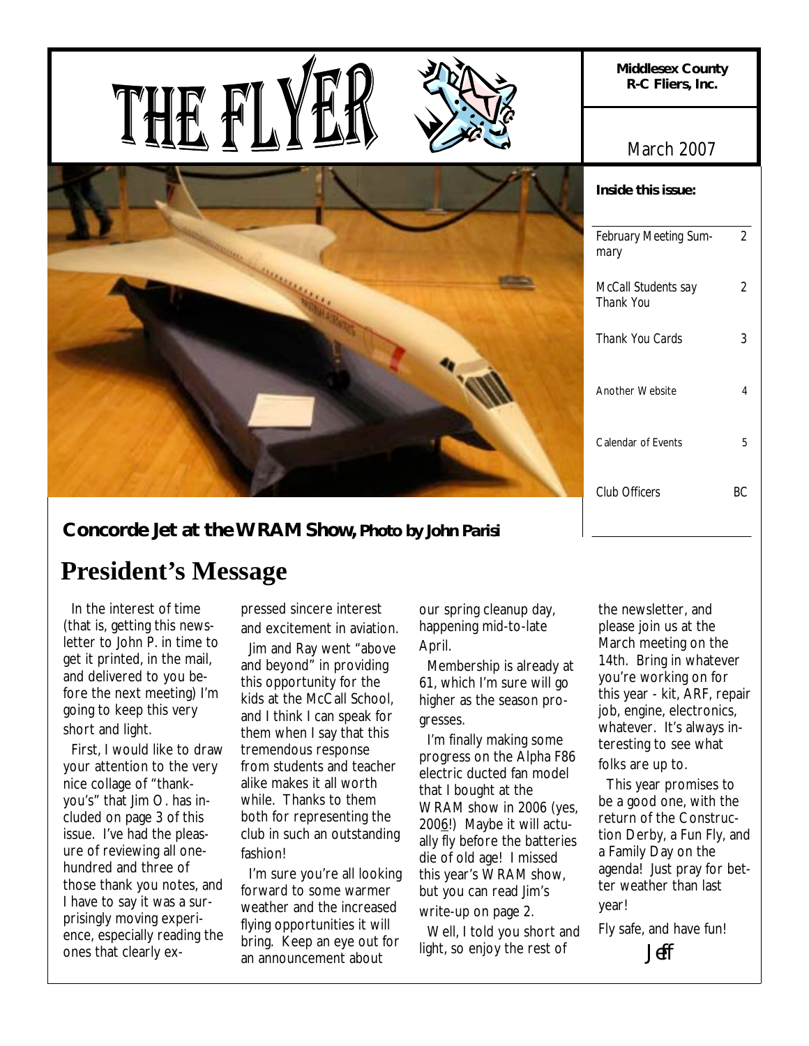# THE FLYER

**Middlesex County R-C Fliers, Inc.**

March 2007

**Inside this issue:**

| | |
|---|---|
| February Meeting Summary | 2 |
| McCall Students say Thank You | 2 |
| Thank You Cards | 3 |
| Another Website | 4 |
| Calendar of Events | 5 |
| Club Officers | BC |

**Concorde Jet at the WRAM Show, Photo by John Parisi**

## President's Message

In the interest of time (that is, getting this newsletter to John P. in time to get it printed, in the mail, and delivered to you before the next meeting) I'm going to keep this very short and light.

First, I would like to draw your attention to the very nice collage of "thank-you's" that Jim O. has included on page 3 of this issue. I've had the pleasure of reviewing all one-hundred and three of those thank you notes, and I have to say it was a surprisingly moving experience, especially reading the ones that clearly expressed sincere interest and excitement in aviation.

Jim and Ray went "above and beyond" in providing this opportunity for the kids at the McCall School, and I think I can speak for them when I say that this tremendous response from students and teacher alike makes it all worth while. Thanks to them both for representing the club in such an outstanding fashion!

I'm sure you're all looking forward to some warmer weather and the increased flying opportunities it will bring. Keep an eye out for an announcement about our spring cleanup day, happening mid-to-late April.

Membership is already at 61, which I'm sure will go higher as the season progresses.

I'm finally making some progress on the Alpha F86 electric ducted fan model that I bought at the WRAM show in 2006 (yes, 2006!) Maybe it will actually fly before the batteries die of old age! I missed this year's WRAM show, but you can read Jim's write-up on page 2.

Well, I told you short and light, so enjoy the rest of the newsletter, and please join us at the March meeting on the 14th. Bring in whatever you're working on for this year - kit, ARF, repair job, engine, electronics, whatever. It's always interesting to see what folks are up to.

This year promises to be a good one, with the return of the Construction Derby, a Fun Fly, and a Family Day on the agenda! Just pray for better weather than last year!

Fly safe, and have fun!

*Jeff*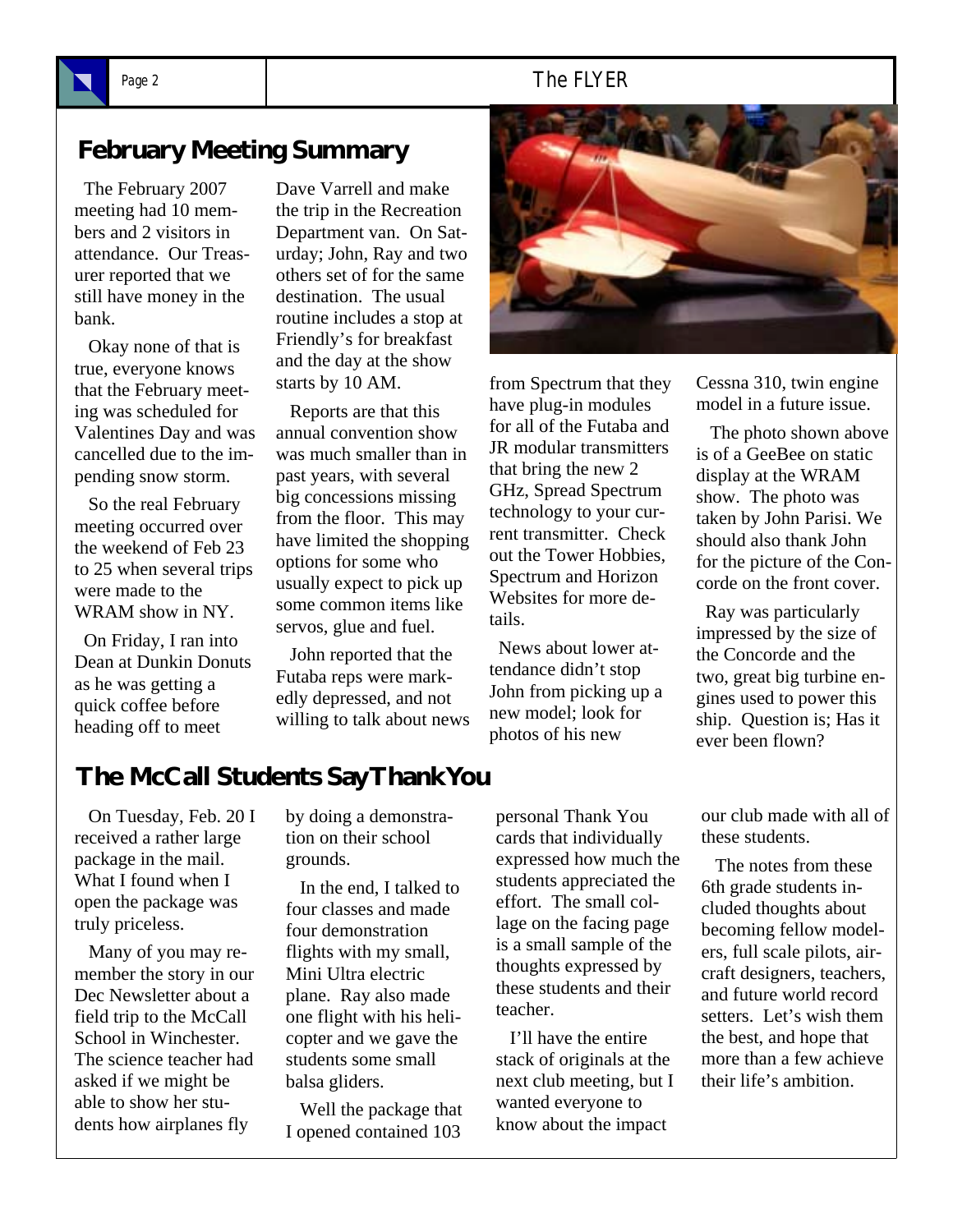## February Meeting Summary

The February 2007 meeting had 10 members and 2 visitors in attendance. Our Treasurer reported that we still have money in the bank.

Okay none of that is true, everyone knows that the February meeting was scheduled for Valentines Day and was cancelled due to the impending snow storm.

So the real February meeting occurred over the weekend of Feb 23 to 25 when several trips were made to the WRAM show in NY.

On Friday, I ran into Dean at Dunkin Donuts as he was getting a quick coffee before heading off to meet Dave Varrell and make the trip in the Recreation Department van. On Saturday; John, Ray and two others set of for the same destination. The usual routine includes a stop at Friendly's for breakfast and the day at the show starts by 10 AM.

Reports are that this annual convention show was much smaller than in past years, with several big concessions missing from the floor. This may have limited the shopping options for some who usually expect to pick up some common items like servos, glue and fuel.

John reported that the Futaba reps were markedly depressed, and not willing to talk about news from Spectrum that they have plug-in modules for all of the Futaba and JR modular transmitters that bring the new 2 GHz, Spread Spectrum technology to your current transmitter. Check out the Tower Hobbies, Spectrum and Horizon Websites for more details.

News about lower attendance didn't stop John from picking up a new model; look for photos of his new Cessna 310, twin engine model in a future issue.

The photo shown above is of a GeeBee on static display at the WRAM show. The photo was taken by John Parisi. We should also thank John for the picture of the Concorde on the front cover.

Ray was particularly impressed by the size of the Concorde and the two, great big turbine engines used to power this ship. Question is; Has it ever been flown?

## The McCall Students Say Thank You

On Tuesday, Feb. 20 I received a rather large package in the mail. What I found when I open the package was truly priceless.

Many of you may remember the story in our Dec Newsletter about a field trip to the McCall School in Winchester. The science teacher had asked if we might be able to show her students how airplanes fly by doing a demonstration on their school grounds.

In the end, I talked to four classes and made four demonstration flights with my small, Mini Ultra electric plane. Ray also made one flight with his helicopter and we gave the students some small balsa gliders.

Well the package that I opened contained 103 personal Thank You cards that individually expressed how much the students appreciated the effort. The small collage on the facing page is a small sample of the thoughts expressed by these students and their teacher.

I'll have the entire stack of originals at the next club meeting, but I wanted everyone to know about the impact our club made with all of these students.

The notes from these 6th grade students included thoughts about becoming fellow modelers, full scale pilots, aircraft designers, teachers, and future world record setters. Let's wish them the best, and hope that more than a few achieve their life's ambition.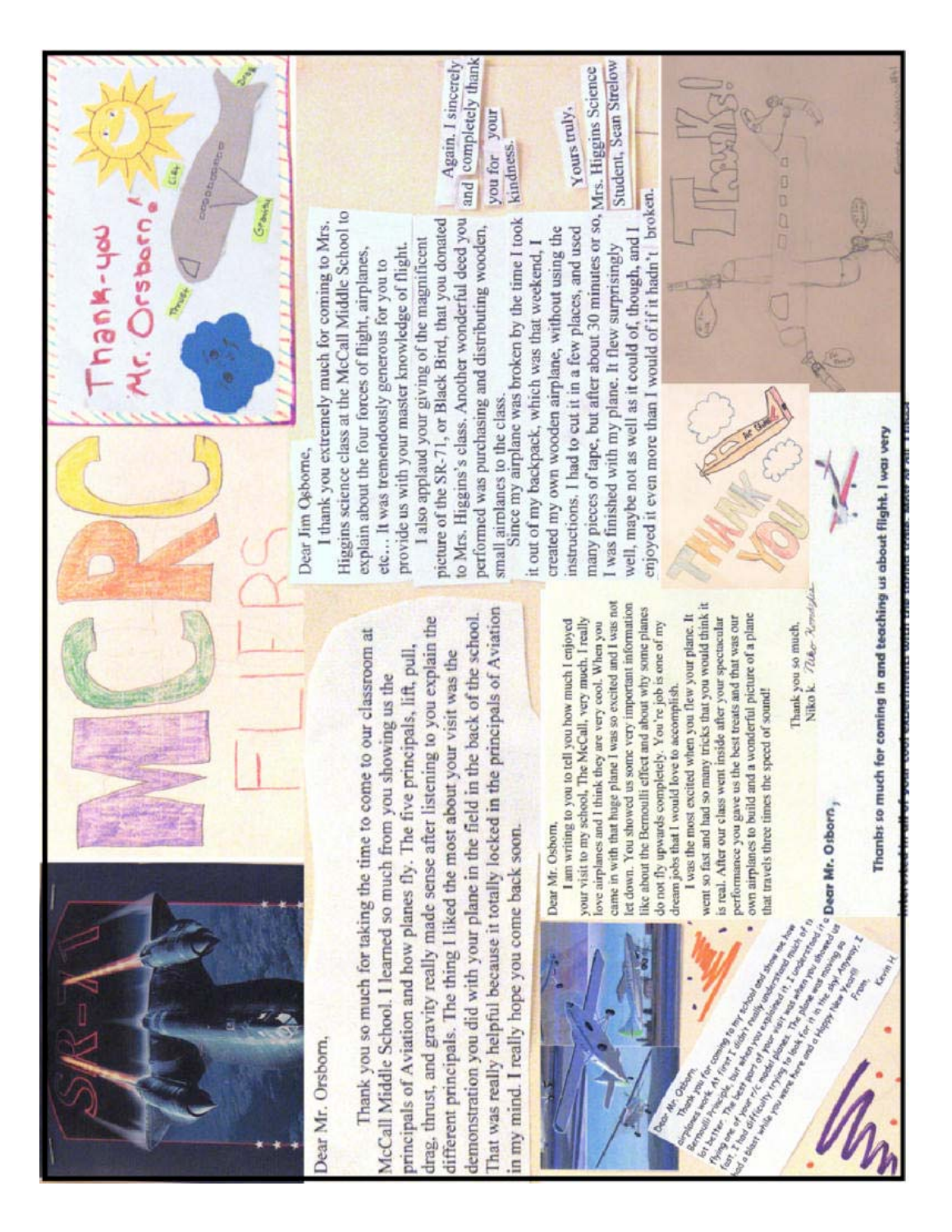# MCRC FLIERS

Thank-you Mr. Orsborn!

Dear Mr. Orsborn,

Thank you so much for taking the time to come to our classroom at McCall Middle School. I learned so much from you showing us the principals of Aviation and how planes fly. The five principals, lift, pull, drag, thrust, and gravity really made sense after listening to you explain the different principals. The thing I liked the most about your visit was the demonstration you did with your plane in the field in the back of the school. That was really helpful because it totally locked in the principals of Aviation in my mind. I really hope you come back soon.

Dear Jim Osborne,

I thank you extremely much for coming to Mrs. Higgins science class at the McCall Middle School to explain about the four forces of flight, airplanes, etc… It was tremendously generous for you to provide us with your master knowledge of flight.

I also applaud your giving of the magnificent picture of the SR-71, or Black Bird, that you donated to Mrs. Higgins's class. Another wonderful deed you performed was purchasing and distributing wooden, small airplanes to the class.

Since my airplane was broken by the time I took it out of my backpack, which was that weekend, I created my own wooden airplane, without using the instructions. I had to cut it in a few places, and used many pieces of tape, but after about 30 minutes or so, I was finished with my plane. It flew surprisingly well, maybe not as well as it could of, though, and I enjoyed it even more than I would of if it hadn't broken.

Again, I sincerely and completely thank you for your kindness.

Yours truly,
Mrs. Higgins Science Student, Sean Strelow

Dear Mr. Osborn,

I am writing to you to tell you how much I enjoyed your visit to my school, The McCall, very much. I really love airplanes and I think they are very cool. When you came in with that huge plane I was so excited and I was not let down. You showed us some very important information like about the Bernoulli effect and about why some planes do not fly upwards completely. You're job is one of my dream jobs that I would love to accomplish.

I was the most excited when you flew your plane. It went so fast and had so many tricks that you would think it is real. After our class went inside after your spectacular performance you gave us the best treats and that was our own airplanes to build and a wonderful picture of a plane that travels three times the speed of sound!

Thank you so much,
Niko K.

Dear Mr. Osborn,

Thank you for coming to my school and show me how airplanes work. At first I didn't really understand much of the Bernoulli principle, but when you explained it, I understood it a lot better. The best part of your visit was when you showed us flying one of your r/c model planes. The plane was moving so fast, I had difficulty trying to look for it in the sky. Anyway, I had a blast while you were here and a Happy New Year!!

From,
Kevin H.

THANK YOU

Thanks!

Dear Mr. Osborn,

Thanks so much for coming in and teaching us about flight. I was very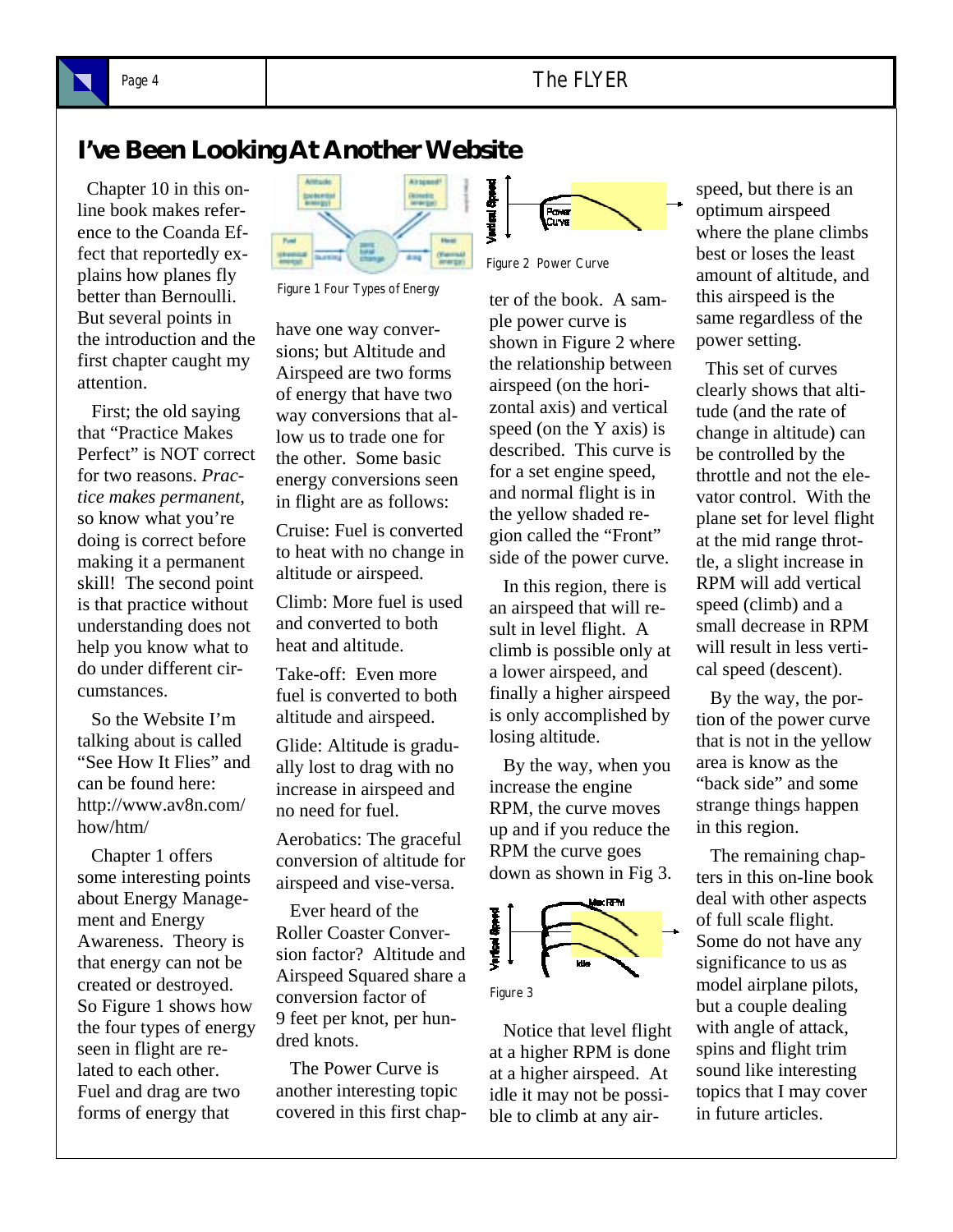## I've Been Looking At Another Website

Chapter 10 in this on-line book makes reference to the Coanda Effect that reportedly explains how planes fly better than Bernoulli. But several points in the introduction and the first chapter caught my attention.

First; the old saying that "Practice Makes Perfect" is NOT correct for two reasons. *Practice makes permanent*, so know what you're doing is correct before making it a permanent skill! The second point is that practice without understanding does not help you know what to do under different circumstances.

So the Website I'm talking about is called "See How It Flies" and can be found here: http://www.av8n.com/how/htm/

Chapter 1 offers some interesting points about Energy Management and Energy Awareness. Theory is that energy can not be created or destroyed. So Figure 1 shows how the four types of energy seen in flight are related to each other. Fuel and drag are two forms of energy that have one way conversions; but Altitude and Airspeed are two forms of energy that have two way conversions that allow us to trade one for the other. Some basic energy conversions seen in flight are as follows:

Figure 1 Four Types of Energy

Cruise: Fuel is converted to heat with no change in altitude or airspeed.

Climb: More fuel is used and converted to both heat and altitude.

Take-off: Even more fuel is converted to both altitude and airspeed.

Glide: Altitude is gradually lost to drag with no increase in airspeed and no need for fuel.

Aerobatics: The graceful conversion of altitude for airspeed and vise-versa.

Ever heard of the Roller Coaster Conversion factor? Altitude and Airspeed Squared share a conversion factor of 9 feet per knot, per hundred knots.

The Power Curve is another interesting topic covered in this first chapter of the book. A sample power curve is shown in Figure 2 where the relationship between airspeed (on the horizontal axis) and vertical speed (on the Y axis) is described. This curve is for a set engine speed, and normal flight is in the yellow shaded region called the "Front" side of the power curve.

Figure 2 Power Curve

In this region, there is an airspeed that will result in level flight. A climb is possible only at a lower airspeed, and finally a higher airspeed is only accomplished by losing altitude.

By the way, when you increase the engine RPM, the curve moves up and if you reduce the RPM the curve goes down as shown in Fig 3.

Figure 3

Notice that level flight at a higher RPM is done at a higher airspeed. At idle it may not be possible to climb at any airspeed, but there is an optimum airspeed where the plane climbs best or loses the least amount of altitude, and this airspeed is the same regardless of the power setting.

This set of curves clearly shows that altitude (and the rate of change in altitude) can be controlled by the throttle and not the elevator control. With the plane set for level flight at the mid range throttle, a slight increase in RPM will add vertical speed (climb) and a small decrease in RPM will result in less vertical speed (descent).

By the way, the portion of the power curve that is not in the yellow area is know as the "back side" and some strange things happen in this region.

The remaining chapters in this on-line book deal with other aspects of full scale flight. Some do not have any significance to us as model airplane pilots, but a couple dealing with angle of attack, spins and flight trim sound like interesting topics that I may cover in future articles.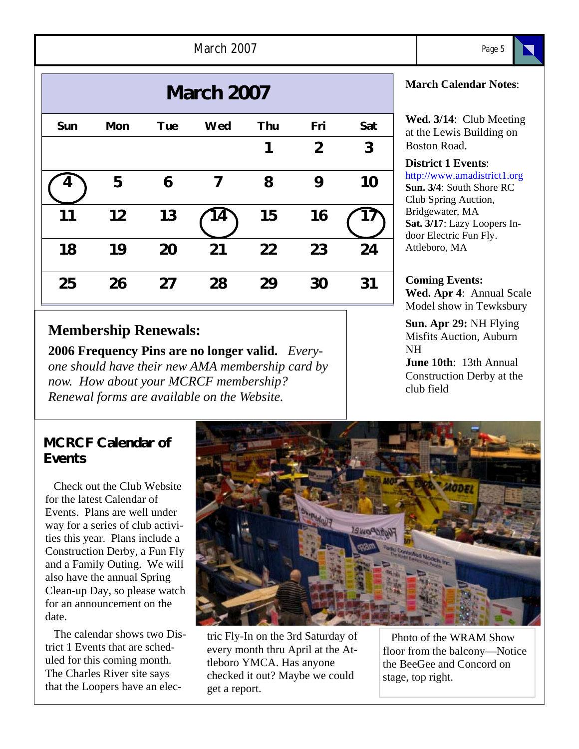## March 2007

| Sun | Mon | Tue | Wed | Thu | Fri | Sat |
|---|---|---|---|---|---|---|
| | | | | 1 | 2 | 3 |
| 4 | 5 | 6 | 7 | 8 | 9 | 10 |
| 11 | 12 | 13 | 14 | 15 | 16 | 17 |
| 18 | 19 | 20 | 21 | 22 | 23 | 24 |
| 25 | 26 | 27 | 28 | 29 | 30 | 31 |

**March Calendar Notes**:

**Wed. 3/14**: Club Meeting at the Lewis Building on Boston Road.

**District 1 Events**:
http://www.amadistrict1.org
**Sun. 3/4**: South Shore RC Club Spring Auction, Bridgewater, MA
**Sat. 3/17**: Lazy Loopers Indoor Electric Fun Fly. Attleboro, MA

**Coming Events:**
**Wed. Apr 4**: Annual Scale Model show in Tewksbury

**Sun. Apr 29:** NH Flying Misfits Auction, Auburn NH
**June 10th**: 13th Annual Construction Derby at the club field

## Membership Renewals:

**2006 Frequency Pins are no longer valid.** *Everyone should have their new AMA membership card by now. How about your MCRCF membership? Renewal forms are available on the Website.*

## MCRCF Calendar of Events

Check out the Club Website for the latest Calendar of Events. Plans are well under way for a series of club activities this year. Plans include a Construction Derby, a Fun Fly and a Family Outing. We will also have the annual Spring Clean-up Day, so please watch for an announcement on the date.

The calendar shows two District 1 Events that are scheduled for this coming month. The Charles River site says that the Loopers have an electric Fly-In on the 3rd Saturday of every month thru April at the Attleboro YMCA. Has anyone checked it out? Maybe we could get a report.

Photo of the WRAM Show floor from the balcony—Notice the BeeGee and Concord on stage, top right.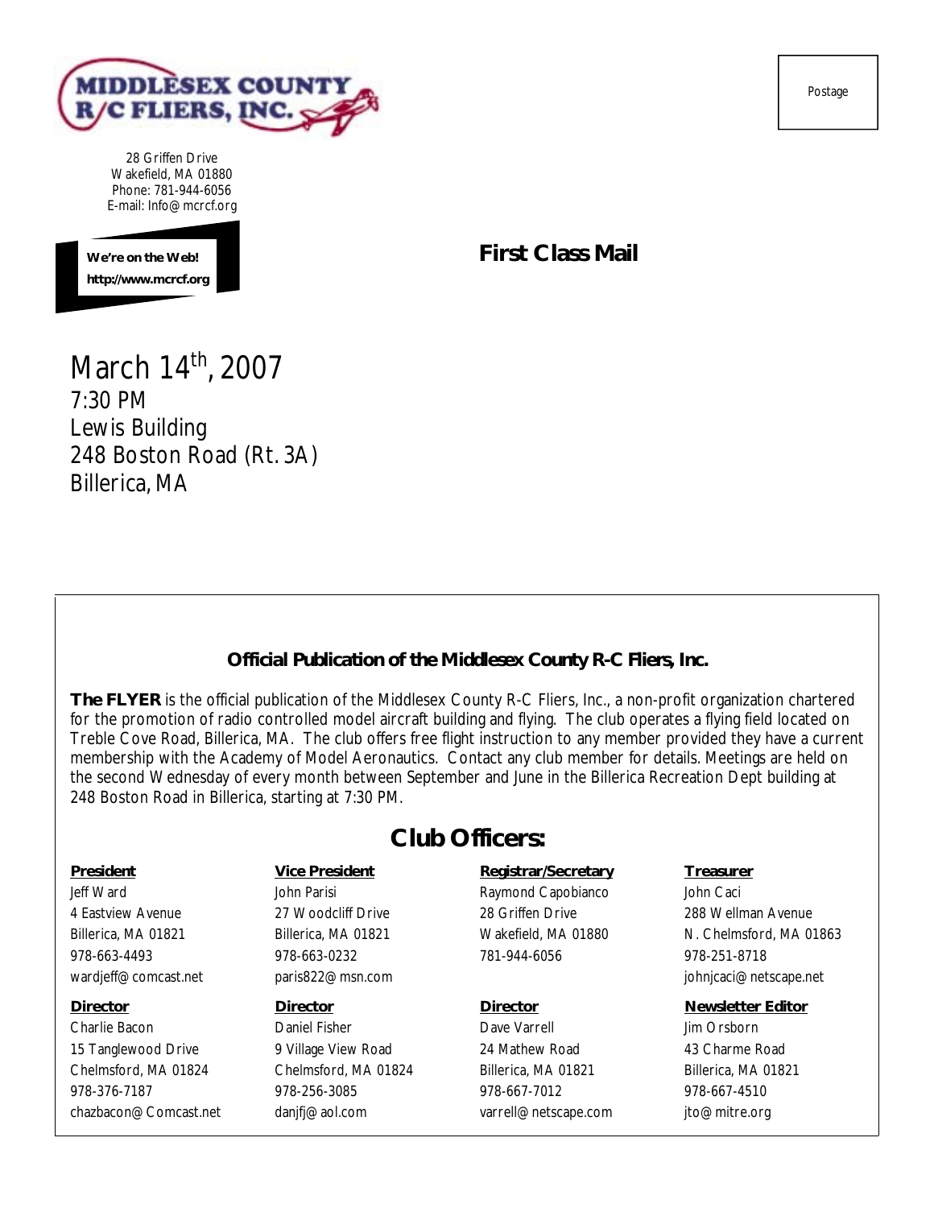MIDDLESEX COUNTY R/C FLIERS, INC.

28 Griffen Drive
Wakefield, MA 01880
Phone: 781-944-6056
E-mail: Info@mcrcf.org

**We're on the Web!**
**http://www.mcrcf.org**

Postage

**First Class Mail**

March 14th, 2007
7:30 PM
Lewis Building
248 Boston Road (Rt. 3A)
Billerica, MA

**Official Publication of the Middlesex County R-C Fliers, Inc.**

**The FLYER** is the official publication of the Middlesex County R-C Fliers, Inc., a non-profit organization chartered for the promotion of radio controlled model aircraft building and flying. The club operates a flying field located on Treble Cove Road, Billerica, MA. The club offers free flight instruction to any member provided they have a current membership with the Academy of Model Aeronautics. Contact any club member for details. Meetings are held on the second Wednesday of every month between September and June in the Billerica Recreation Dept building at 248 Boston Road in Billerica, starting at 7:30 PM.

## Club Officers:

**President**
Jeff Ward
4 Eastview Avenue
Billerica, MA 01821
978-663-4493
wardjeff@comcast.net

**Vice President**
John Parisi
27 Woodcliff Drive
Billerica, MA 01821
978-663-0232
paris822@msn.com

**Registrar/Secretary**
Raymond Capobianco
28 Griffen Drive
Wakefield, MA 01880
781-944-6056

**Treasurer**
John Caci
288 Wellman Avenue
N. Chelmsford, MA 01863
978-251-8718
johnjcaci@netscape.net

**Director**
Charlie Bacon
15 Tanglewood Drive
Chelmsford, MA 01824
978-376-7187
chazbacon@Comcast.net

**Director**
Daniel Fisher
9 Village View Road
Chelmsford, MA 01824
978-256-3085
danjfj@aol.com

**Director**
Dave Varrell
24 Mathew Road
Billerica, MA 01821
978-667-7012
varrell@netscape.com

**Newsletter Editor**
Jim Orsborn
43 Charme Road
Billerica, MA 01821
978-667-4510
jto@mitre.org